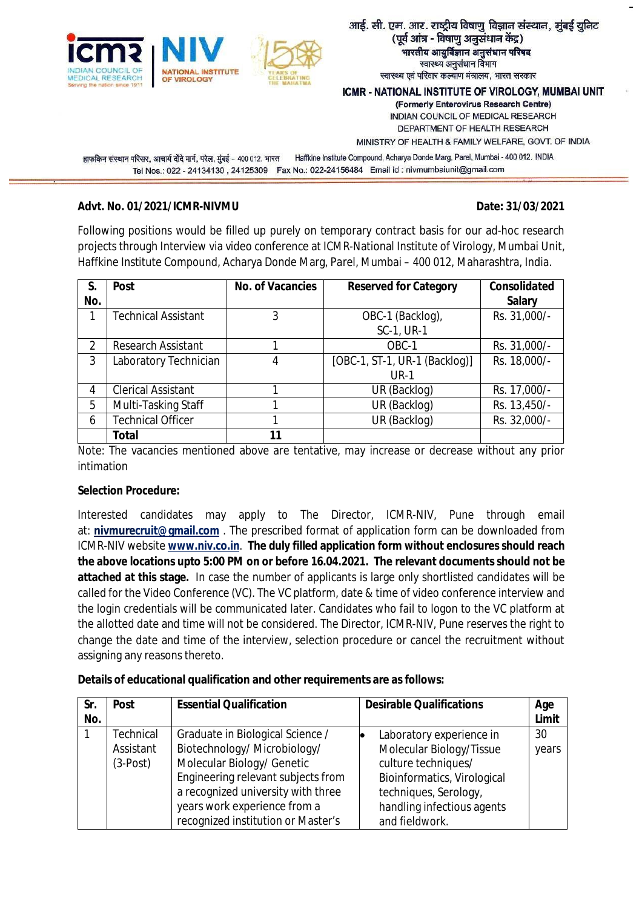आई. सी. एम. आर. राष्ट्रीय विषाणु विज्ञान संस्थान, मुंबई युनिट
(पूर्व आंत्र - विषाणु अनुसंधान केंद्र)
भारतीय आयुर्विज्ञान अनुसंधान परिषद
स्वास्थ्य अनुसंधान विभाग
स्वास्थ्य एवं परिवार कल्याण मंत्रालय, भारत सरकार

**ICMR - NATIONAL INSTITUTE OF VIROLOGY, MUMBAI UNIT**
(Formerly Enterovirus Research Centre)
INDIAN COUNCIL OF MEDICAL RESEARCH
DEPARTMENT OF HEALTH RESEARCH
MINISTRY OF HEALTH & FAMILY WELFARE, GOVT. OF INDIA

हाफ़किन संस्थान परिसर, आचार्य दोंदे मार्ग, परेल, मुंबई – 400 012. भारत Haffkine Institute Compound, Acharya Donde Marg, Parel, Mumbai - 400 012. INDIA
Tel Nos.: 022 - 24134130 , 24125309 Fax No.: 022-24156484 Email id : nivmumbaiunit@gmail.com

**Advt. No. 01/2021/ICMR-NIVMU** **Date: 31/03/2021**

Following positions would be filled up purely on temporary contract basis for our ad-hoc research projects through Interview via video conference at ICMR-National Institute of Virology, Mumbai Unit, Haffkine Institute Compound, Acharya Donde Marg, Parel, Mumbai – 400 012, Maharashtra, India.

| S. No. | Post | No. of Vacancies | Reserved for Category | Consolidated Salary |
|---|---|---|---|---|
| 1 | Technical Assistant | 3 | OBC-1 (Backlog), SC-1, UR-1 | Rs. 31,000/- |
| 2 | Research Assistant | 1 | OBC-1 | Rs. 31,000/- |
| 3 | Laboratory Technician | 4 | [OBC-1, ST-1, UR-1 (Backlog)] UR-1 | Rs. 18,000/- |
| 4 | Clerical Assistant | 1 | UR (Backlog) | Rs. 17,000/- |
| 5 | Multi-Tasking Staff | 1 | UR (Backlog) | Rs. 13,450/- |
| 6 | Technical Officer | 1 | UR (Backlog) | Rs. 32,000/- |
| | **Total** | **11** | | |

Note: The vacancies mentioned above are tentative, may increase or decrease without any prior intimation

**Selection Procedure:**

Interested candidates may apply to The Director, ICMR-NIV, Pune through email at: **nivmurecruit@gmail.com** . The prescribed format of application form can be downloaded from ICMR-NIV website **www.niv.co.in**. **The duly filled application form without enclosures should reach the above locations upto 5:00 PM on or before 16.04.2021. The relevant documents should not be attached at this stage.** In case the number of applicants is large only shortlisted candidates will be called for the Video Conference (VC). The VC platform, date & time of video conference interview and the login credentials will be communicated later. Candidates who fail to logon to the VC platform at the allotted date and time will not be considered. The Director, ICMR-NIV, Pune reserves the right to change the date and time of the interview, selection procedure or cancel the recruitment without assigning any reasons thereto.

**Details of educational qualification and other requirements are as follows:**

| Sr. No. | Post | Essential Qualification | Desirable Qualifications | Age Limit |
|---|---|---|---|---|
| 1 | Technical Assistant (3-Post) | Graduate in Biological Science / Biotechnology/ Microbiology/ Molecular Biology/ Genetic Engineering relevant subjects from a recognized university with three years work experience from a recognized institution or Master's | • Laboratory experience in Molecular Biology/Tissue culture techniques/ Bioinformatics, Virological techniques, Serology, handling infectious agents and fieldwork. | 30 years |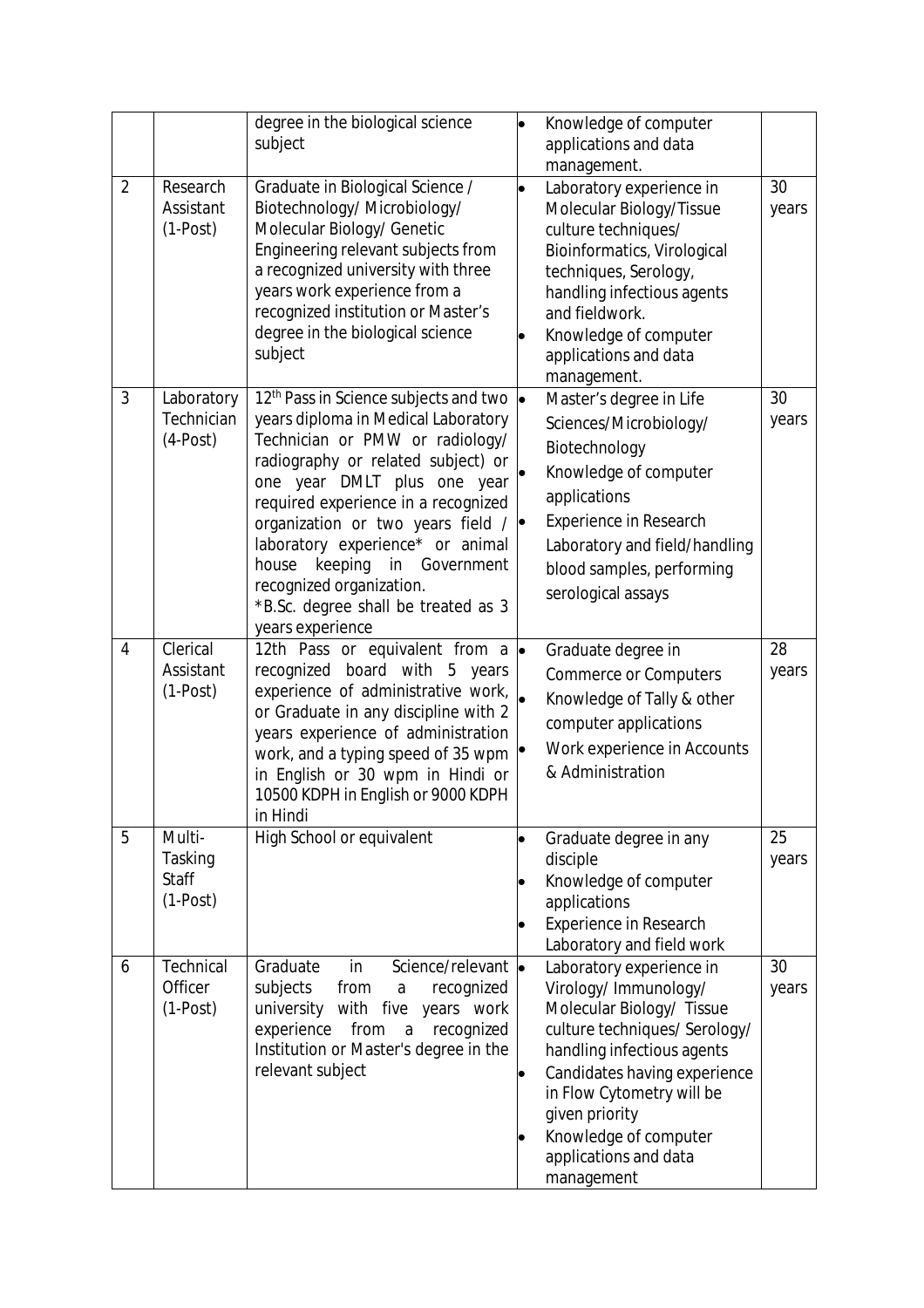| | | degree in the biological science subject | • Knowledge of computer applications and data management. | |
|---|---|---|---|---|
| 2 | Research Assistant (1-Post) | Graduate in Biological Science / Biotechnology/ Microbiology/ Molecular Biology/ Genetic Engineering relevant subjects from a recognized university with three years work experience from a recognized institution or Master's degree in the biological science subject | • Laboratory experience in Molecular Biology/Tissue culture techniques/ Bioinformatics, Virological techniques, Serology, handling infectious agents and fieldwork.<br>• Knowledge of computer applications and data management. | 30 years |
| 3 | Laboratory Technician (4-Post) | 12th Pass in Science subjects and two years diploma in Medical Laboratory Technician or PMW or radiology/ radiography or related subject) or one year DMLT plus one year required experience in a recognized organization or two years field / laboratory experience* or animal house keeping in Government recognized organization.<br>*B.Sc. degree shall be treated as 3 years experience | • Master's degree in Life Sciences/Microbiology/ Biotechnology<br>• Knowledge of computer applications<br>• Experience in Research Laboratory and field/handling blood samples, performing serological assays | 30 years |
| 4 | Clerical Assistant (1-Post) | 12th Pass or equivalent from a recognized board with 5 years experience of administrative work, or Graduate in any discipline with 2 years experience of administration work, and a typing speed of 35 wpm in English or 30 wpm in Hindi or 10500 KDPH in English or 9000 KDPH in Hindi | • Graduate degree in Commerce or Computers<br>• Knowledge of Tally & other computer applications<br>• Work experience in Accounts & Administration | 28 years |
| 5 | Multi-Tasking Staff (1-Post) | High School or equivalent | • Graduate degree in any disciple<br>• Knowledge of computer applications<br>• Experience in Research Laboratory and field work | 25 years |
| 6 | Technical Officer (1-Post) | Graduate in Science/relevant subjects from a recognized university with five years work experience from a recognized Institution or Master's degree in the relevant subject | • Laboratory experience in Virology/ Immunology/ Molecular Biology/ Tissue culture techniques/ Serology/ handling infectious agents<br>• Candidates having experience in Flow Cytometry will be given priority<br>• Knowledge of computer applications and data management | 30 years |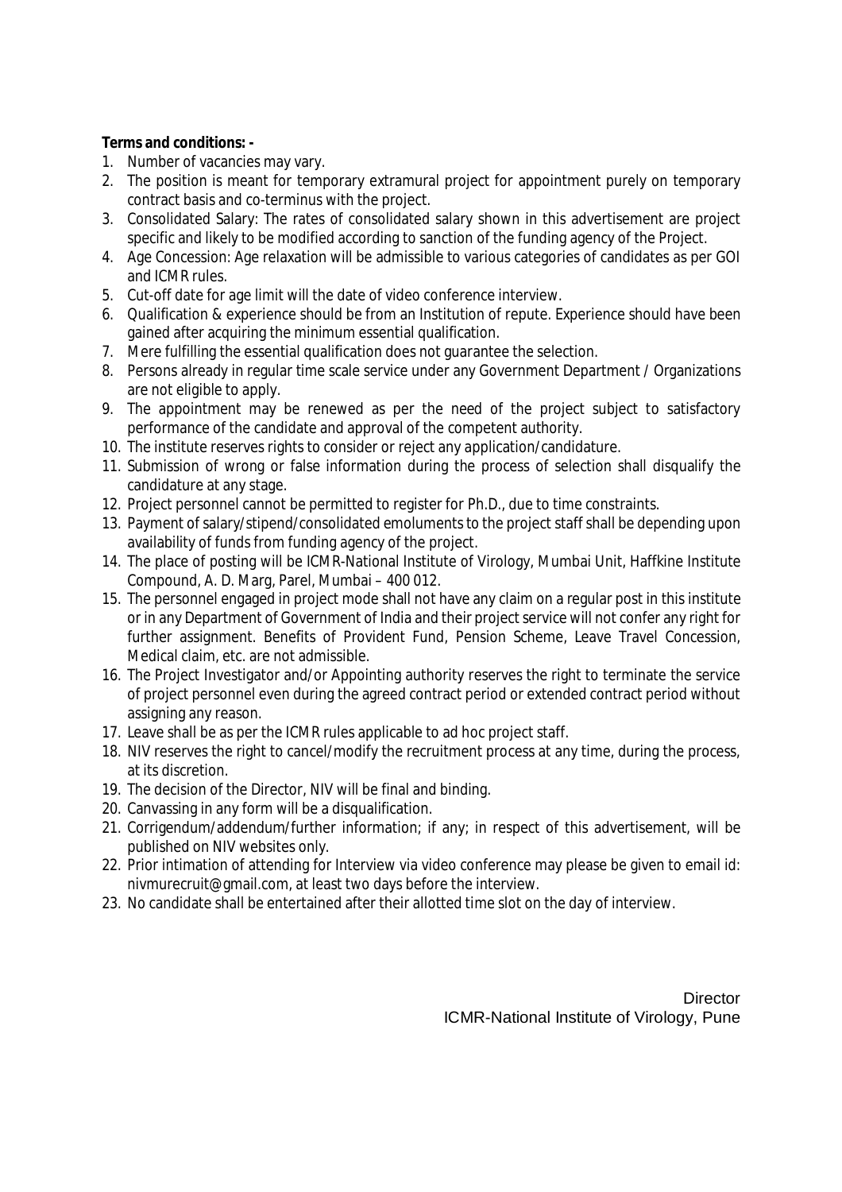**Terms and conditions: -**

1. Number of vacancies may vary.
2. The position is meant for temporary extramural project for appointment purely on temporary contract basis and co-terminus with the project.
3. Consolidated Salary: The rates of consolidated salary shown in this advertisement are project specific and likely to be modified according to sanction of the funding agency of the Project.
4. Age Concession: Age relaxation will be admissible to various categories of candidates as per GOI and ICMR rules.
5. Cut-off date for age limit will the date of video conference interview.
6. Qualification & experience should be from an Institution of repute. Experience should have been gained after acquiring the minimum essential qualification.
7. Mere fulfilling the essential qualification does not guarantee the selection.
8. Persons already in regular time scale service under any Government Department / Organizations are not eligible to apply.
9. The appointment may be renewed as per the need of the project subject to satisfactory performance of the candidate and approval of the competent authority.
10. The institute reserves rights to consider or reject any application/candidature.
11. Submission of wrong or false information during the process of selection shall disqualify the candidature at any stage.
12. Project personnel cannot be permitted to register for Ph.D., due to time constraints.
13. Payment of salary/stipend/consolidated emoluments to the project staff shall be depending upon availability of funds from funding agency of the project.
14. The place of posting will be ICMR-National Institute of Virology, Mumbai Unit, Haffkine Institute Compound, A. D. Marg, Parel, Mumbai – 400 012.
15. The personnel engaged in project mode shall not have any claim on a regular post in this institute or in any Department of Government of India and their project service will not confer any right for further assignment. Benefits of Provident Fund, Pension Scheme, Leave Travel Concession, Medical claim, etc. are not admissible.
16. The Project Investigator and/or Appointing authority reserves the right to terminate the service of project personnel even during the agreed contract period or extended contract period without assigning any reason.
17. Leave shall be as per the ICMR rules applicable to ad hoc project staff.
18. NIV reserves the right to cancel/modify the recruitment process at any time, during the process, at its discretion.
19. The decision of the Director, NIV will be final and binding.
20. Canvassing in any form will be a disqualification.
21. Corrigendum/addendum/further information; if any; in respect of this advertisement, will be published on NIV websites only.
22. Prior intimation of attending for Interview via video conference may please be given to email id: nivmurecruit@gmail.com, at least two days before the interview.
23. No candidate shall be entertained after their allotted time slot on the day of interview.

Director
ICMR-National Institute of Virology, Pune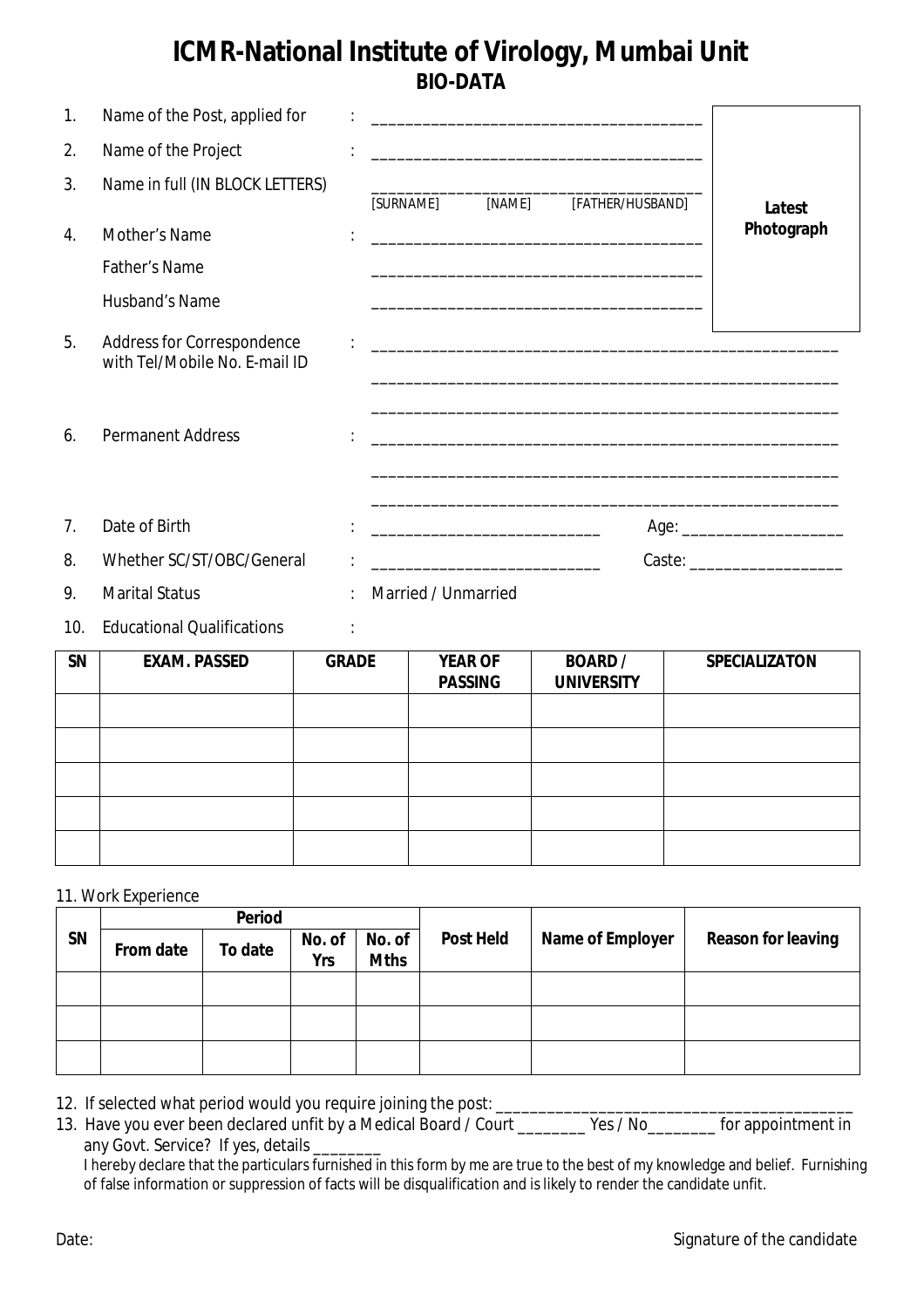# ICMR-National Institute of Virology, Mumbai Unit

## BIO-DATA

1. Name of the Post, applied for : ______________________________________
2. Name of the Project : ______________________________________
3. Name in full (IN BLOCK LETTERS) ______________________________________
   [SURNAME] [NAME] [FATHER/HUSBAND]
4. Mother's Name : ______________________________________
   Father's Name ______________________________________
   Husband's Name ______________________________________

**Latest Photograph**

5. Address for Correspondence with Tel/Mobile No. E-mail ID : ______________________________________
   ______________________________________
   ______________________________________
6. Permanent Address : ______________________________________
   ______________________________________
   ______________________________________
7. Date of Birth : ___________________________ Age: ___________________
8. Whether SC/ST/OBC/General : ___________________________ Caste: __________________
9. Marital Status : Married / Unmarried
10. Educational Qualifications :

| SN | EXAM. PASSED | GRADE | YEAR OF PASSING | BOARD / UNIVERSITY | SPECIALIZATON |
|---|---|---|---|---|---|
| | | | | | |
| | | | | | |
| | | | | | |
| | | | | | |
| | | | | | |

11. Work Experience

| SN | Period | | | | Post Held | Name of Employer | Reason for leaving |
|---|---|---|---|---|---|---|---|
| | From date | To date | No. of Yrs | No. of Mths | | | |
| | | | | | | | |
| | | | | | | | |
| | | | | | | | |

12. If selected what period would you require joining the post: __________________________________________
13. Have you ever been declared unfit by a Medical Board / Court ________ Yes / No________ for appointment in any Govt. Service? If yes, details ________

I hereby declare that the particulars furnished in this form by me are true to the best of my knowledge and belief. Furnishing of false information or suppression of facts will be disqualification and is likely to render the candidate unfit.

Date: Signature of the candidate